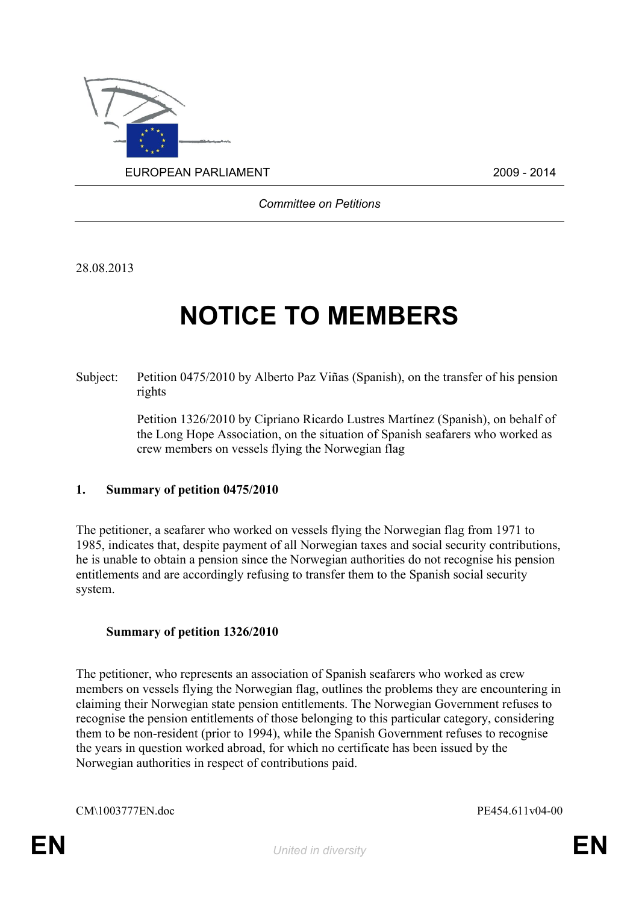EUROPEAN PARLIAMENT 2009 - 2014

*Committee on Petitions*

28.08.2013

# NOTICE TO MEMBERS

Subject: Petition 0475/2010 by Alberto Paz Viñas (Spanish), on the transfer of his pension rights

Petition 1326/2010 by Cipriano Ricardo Lustres Martínez (Spanish), on behalf of the Long Hope Association, on the situation of Spanish seafarers who worked as crew members on vessels flying the Norwegian flag

## 1. Summary of petition 0475/2010

The petitioner, a seafarer who worked on vessels flying the Norwegian flag from 1971 to 1985, indicates that, despite payment of all Norwegian taxes and social security contributions, he is unable to obtain a pension since the Norwegian authorities do not recognise his pension entitlements and are accordingly refusing to transfer them to the Spanish social security system.

## Summary of petition 1326/2010

The petitioner, who represents an association of Spanish seafarers who worked as crew members on vessels flying the Norwegian flag, outlines the problems they are encountering in claiming their Norwegian state pension entitlements. The Norwegian Government refuses to recognise the pension entitlements of those belonging to this particular category, considering them to be non-resident (prior to 1994), while the Spanish Government refuses to recognise the years in question worked abroad, for which no certificate has been issued by the Norwegian authorities in respect of contributions paid.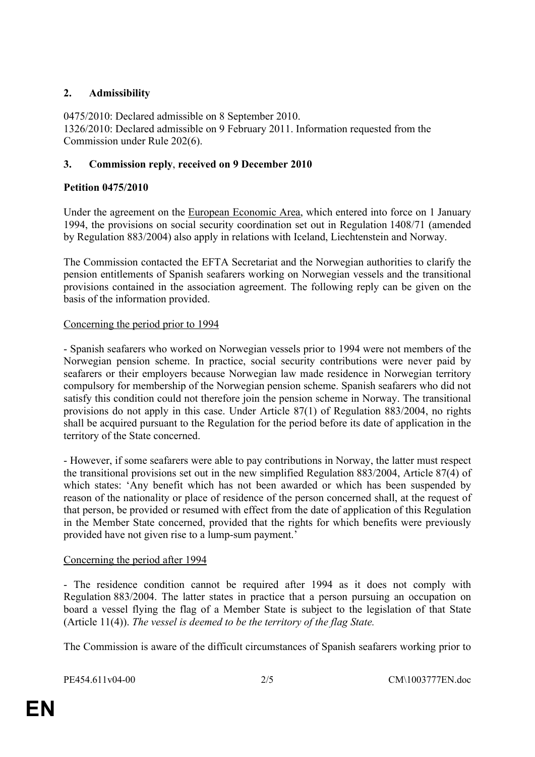## 2. Admissibility

0475/2010: Declared admissible on 8 September 2010.
1326/2010: Declared admissible on 9 February 2011. Information requested from the Commission under Rule 202(6).

## 3. Commission reply, received on 9 December 2010

### Petition 0475/2010

Under the agreement on the European Economic Area, which entered into force on 1 January 1994, the provisions on social security coordination set out in Regulation 1408/71 (amended by Regulation 883/2004) also apply in relations with Iceland, Liechtenstein and Norway.

The Commission contacted the EFTA Secretariat and the Norwegian authorities to clarify the pension entitlements of Spanish seafarers working on Norwegian vessels and the transitional provisions contained in the association agreement. The following reply can be given on the basis of the information provided.

Concerning the period prior to 1994

- Spanish seafarers who worked on Norwegian vessels prior to 1994 were not members of the Norwegian pension scheme. In practice, social security contributions were never paid by seafarers or their employers because Norwegian law made residence in Norwegian territory compulsory for membership of the Norwegian pension scheme. Spanish seafarers who did not satisfy this condition could not therefore join the pension scheme in Norway. The transitional provisions do not apply in this case. Under Article 87(1) of Regulation 883/2004, no rights shall be acquired pursuant to the Regulation for the period before its date of application in the territory of the State concerned.

- However, if some seafarers were able to pay contributions in Norway, the latter must respect the transitional provisions set out in the new simplified Regulation 883/2004, Article 87(4) of which states: 'Any benefit which has not been awarded or which has been suspended by reason of the nationality or place of residence of the person concerned shall, at the request of that person, be provided or resumed with effect from the date of application of this Regulation in the Member State concerned, provided that the rights for which benefits were previously provided have not given rise to a lump-sum payment.'

Concerning the period after 1994

- The residence condition cannot be required after 1994 as it does not comply with Regulation 883/2004. The latter states in practice that a person pursuing an occupation on board a vessel flying the flag of a Member State is subject to the legislation of that State (Article 11(4)). *The vessel is deemed to be the territory of the flag State.*

The Commission is aware of the difficult circumstances of Spanish seafarers working prior to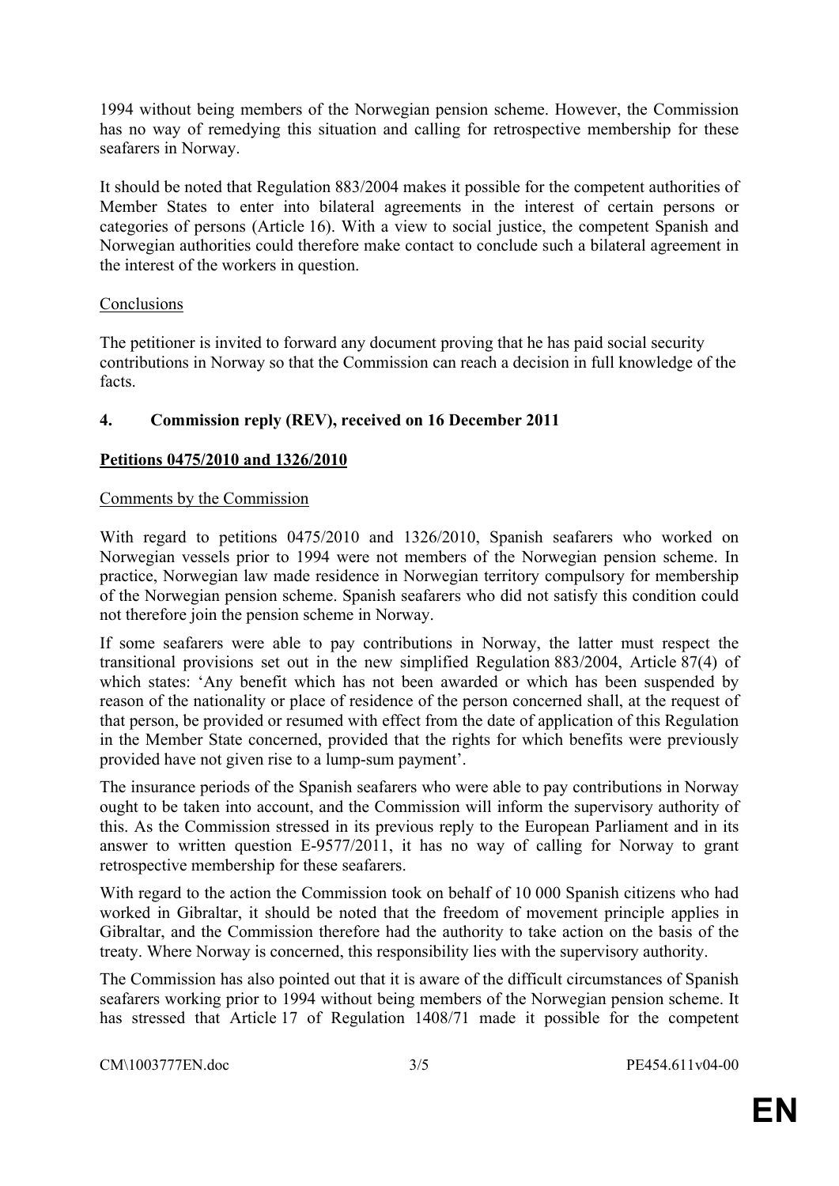1994 without being members of the Norwegian pension scheme. However, the Commission has no way of remedying this situation and calling for retrospective membership for these seafarers in Norway.

It should be noted that Regulation 883/2004 makes it possible for the competent authorities of Member States to enter into bilateral agreements in the interest of certain persons or categories of persons (Article 16). With a view to social justice, the competent Spanish and Norwegian authorities could therefore make contact to conclude such a bilateral agreement in the interest of the workers in question.

Conclusions

The petitioner is invited to forward any document proving that he has paid social security contributions in Norway so that the Commission can reach a decision in full knowledge of the facts.

## 4. Commission reply (REV), received on 16 December 2011

**Petitions 0475/2010 and 1326/2010**

Comments by the Commission

With regard to petitions 0475/2010 and 1326/2010, Spanish seafarers who worked on Norwegian vessels prior to 1994 were not members of the Norwegian pension scheme. In practice, Norwegian law made residence in Norwegian territory compulsory for membership of the Norwegian pension scheme. Spanish seafarers who did not satisfy this condition could not therefore join the pension scheme in Norway.

If some seafarers were able to pay contributions in Norway, the latter must respect the transitional provisions set out in the new simplified Regulation 883/2004, Article 87(4) of which states: 'Any benefit which has not been awarded or which has been suspended by reason of the nationality or place of residence of the person concerned shall, at the request of that person, be provided or resumed with effect from the date of application of this Regulation in the Member State concerned, provided that the rights for which benefits were previously provided have not given rise to a lump-sum payment'.

The insurance periods of the Spanish seafarers who were able to pay contributions in Norway ought to be taken into account, and the Commission will inform the supervisory authority of this. As the Commission stressed in its previous reply to the European Parliament and in its answer to written question E-9577/2011, it has no way of calling for Norway to grant retrospective membership for these seafarers.

With regard to the action the Commission took on behalf of 10 000 Spanish citizens who had worked in Gibraltar, it should be noted that the freedom of movement principle applies in Gibraltar, and the Commission therefore had the authority to take action on the basis of the treaty. Where Norway is concerned, this responsibility lies with the supervisory authority.

The Commission has also pointed out that it is aware of the difficult circumstances of Spanish seafarers working prior to 1994 without being members of the Norwegian pension scheme. It has stressed that Article 17 of Regulation 1408/71 made it possible for the competent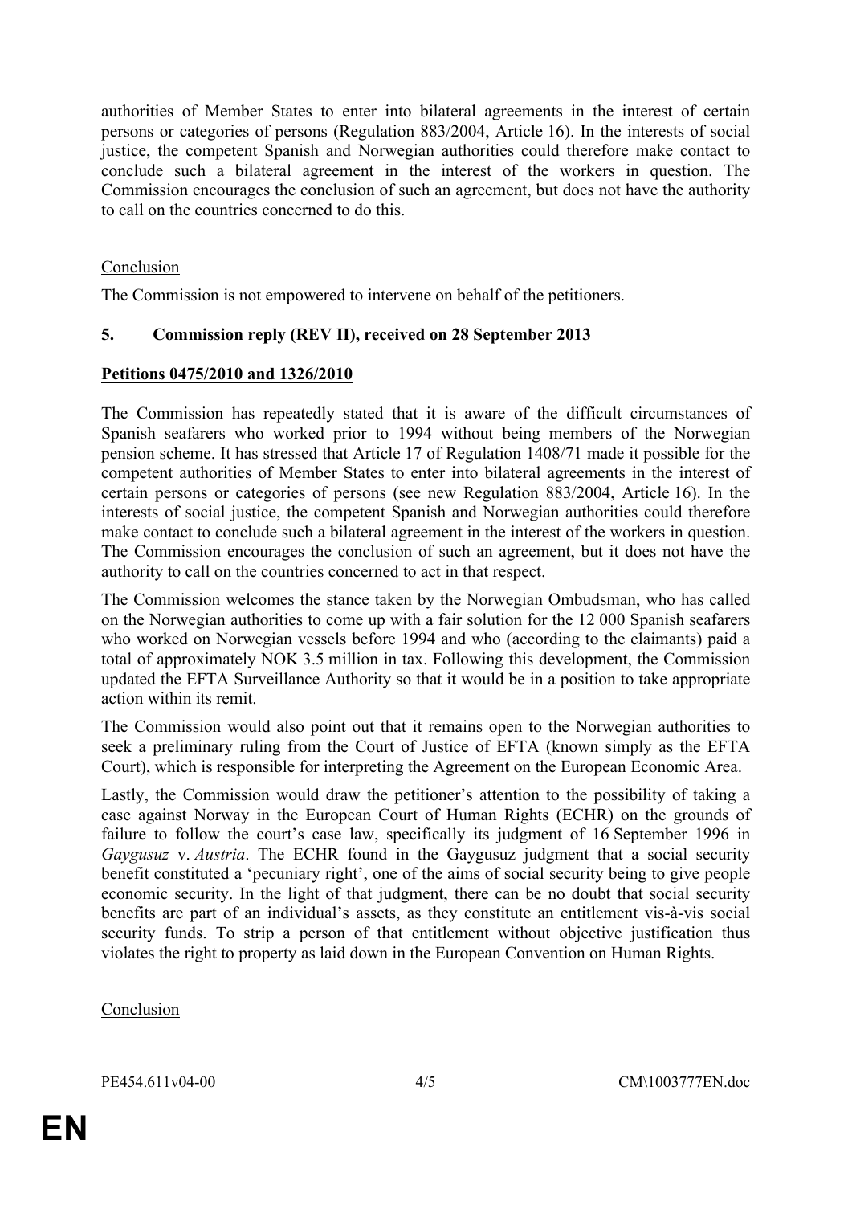authorities of Member States to enter into bilateral agreements in the interest of certain persons or categories of persons (Regulation 883/2004, Article 16). In the interests of social justice, the competent Spanish and Norwegian authorities could therefore make contact to conclude such a bilateral agreement in the interest of the workers in question. The Commission encourages the conclusion of such an agreement, but does not have the authority to call on the countries concerned to do this.

Conclusion

The Commission is not empowered to intervene on behalf of the petitioners.

**5. Commission reply (REV II), received on 28 September 2013**

**Petitions 0475/2010 and 1326/2010**

The Commission has repeatedly stated that it is aware of the difficult circumstances of Spanish seafarers who worked prior to 1994 without being members of the Norwegian pension scheme. It has stressed that Article 17 of Regulation 1408/71 made it possible for the competent authorities of Member States to enter into bilateral agreements in the interest of certain persons or categories of persons (see new Regulation 883/2004, Article 16). In the interests of social justice, the competent Spanish and Norwegian authorities could therefore make contact to conclude such a bilateral agreement in the interest of the workers in question. The Commission encourages the conclusion of such an agreement, but it does not have the authority to call on the countries concerned to act in that respect.

The Commission welcomes the stance taken by the Norwegian Ombudsman, who has called on the Norwegian authorities to come up with a fair solution for the 12 000 Spanish seafarers who worked on Norwegian vessels before 1994 and who (according to the claimants) paid a total of approximately NOK 3.5 million in tax. Following this development, the Commission updated the EFTA Surveillance Authority so that it would be in a position to take appropriate action within its remit.

The Commission would also point out that it remains open to the Norwegian authorities to seek a preliminary ruling from the Court of Justice of EFTA (known simply as the EFTA Court), which is responsible for interpreting the Agreement on the European Economic Area.

Lastly, the Commission would draw the petitioner's attention to the possibility of taking a case against Norway in the European Court of Human Rights (ECHR) on the grounds of failure to follow the court's case law, specifically its judgment of 16 September 1996 in *Gaygusuz* v. *Austria*. The ECHR found in the Gaygusuz judgment that a social security benefit constituted a 'pecuniary right', one of the aims of social security being to give people economic security. In the light of that judgment, there can be no doubt that social security benefits are part of an individual's assets, as they constitute an entitlement vis-à-vis social security funds. To strip a person of that entitlement without objective justification thus violates the right to property as laid down in the European Convention on Human Rights.

Conclusion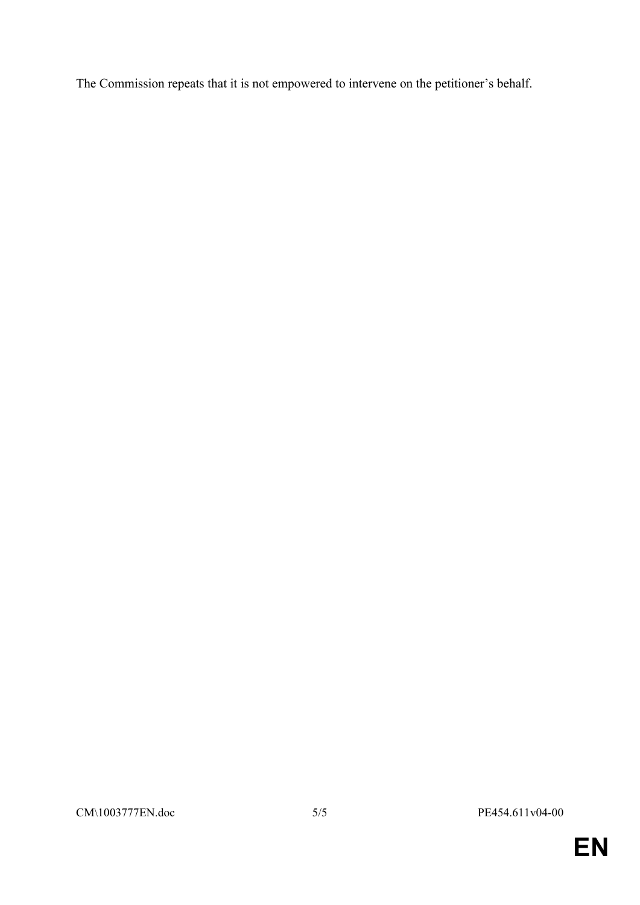The Commission repeats that it is not empowered to intervene on the petitioner's behalf.